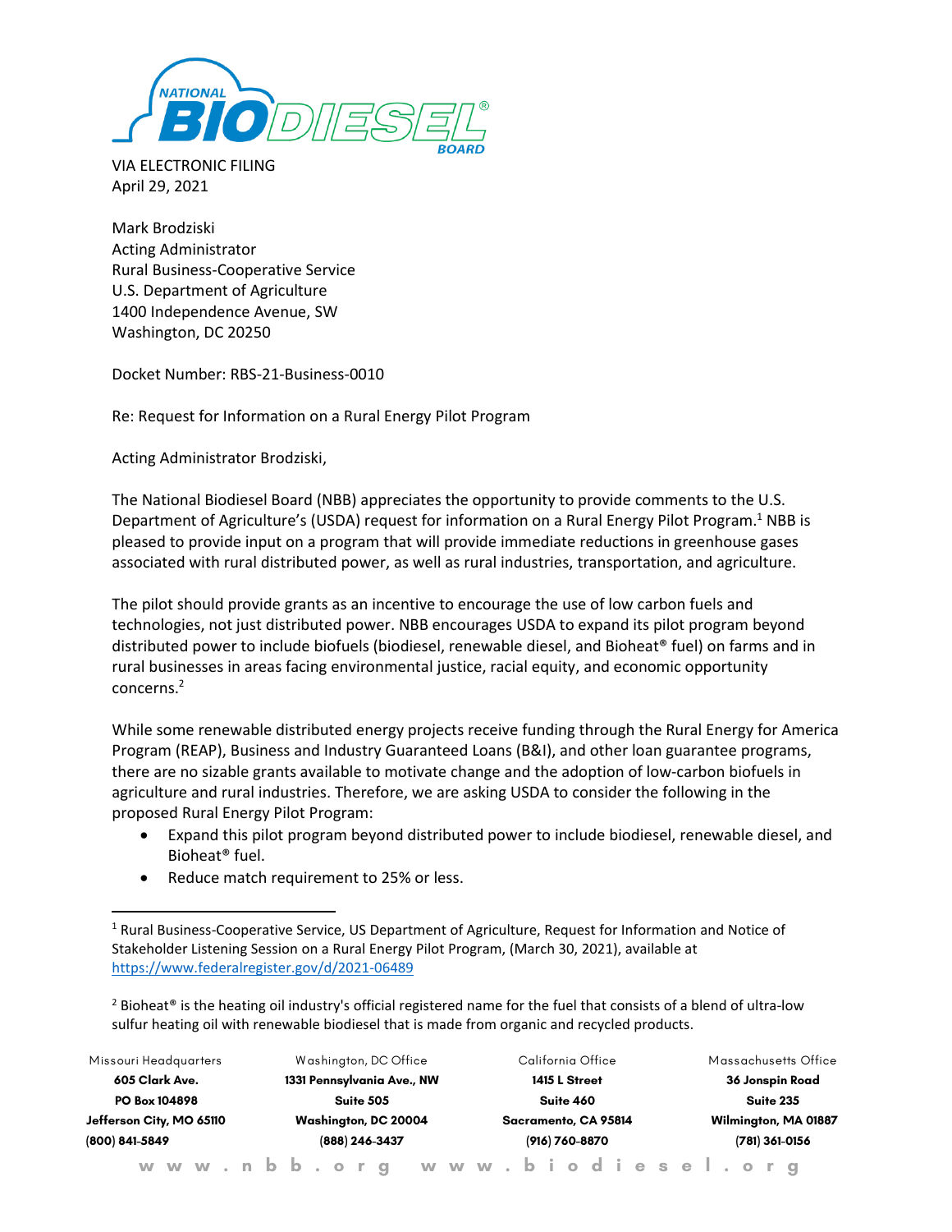VIA ELECTRONIC FILING
April 29, 2021

Mark Brodziski
Acting Administrator
Rural Business-Cooperative Service
U.S. Department of Agriculture
1400 Independence Avenue, SW
Washington, DC 20250

Docket Number: RBS-21-Business-0010

Re: Request for Information on a Rural Energy Pilot Program

Acting Administrator Brodziski,

The National Biodiesel Board (NBB) appreciates the opportunity to provide comments to the U.S. Department of Agriculture's (USDA) request for information on a Rural Energy Pilot Program.[1] NBB is pleased to provide input on a program that will provide immediate reductions in greenhouse gases associated with rural distributed power, as well as rural industries, transportation, and agriculture.

The pilot should provide grants as an incentive to encourage the use of low carbon fuels and technologies, not just distributed power. NBB encourages USDA to expand its pilot program beyond distributed power to include biofuels (biodiesel, renewable diesel, and Bioheat® fuel) on farms and in rural businesses in areas facing environmental justice, racial equity, and economic opportunity concerns.[2]

While some renewable distributed energy projects receive funding through the Rural Energy for America Program (REAP), Business and Industry Guaranteed Loans (B&I), and other loan guarantee programs, there are no sizable grants available to motivate change and the adoption of low-carbon biofuels in agriculture and rural industries. Therefore, we are asking USDA to consider the following in the proposed Rural Energy Pilot Program:

- Expand this pilot program beyond distributed power to include biodiesel, renewable diesel, and Bioheat® fuel.
- Reduce match requirement to 25% or less.

---

[1] Rural Business-Cooperative Service, US Department of Agriculture, Request for Information and Notice of Stakeholder Listening Session on a Rural Energy Pilot Program, (March 30, 2021), available at https://www.federalregister.gov/d/2021-06489

[2] Bioheat® is the heating oil industry's official registered name for the fuel that consists of a blend of ultra-low sulfur heating oil with renewable biodiesel that is made from organic and recycled products.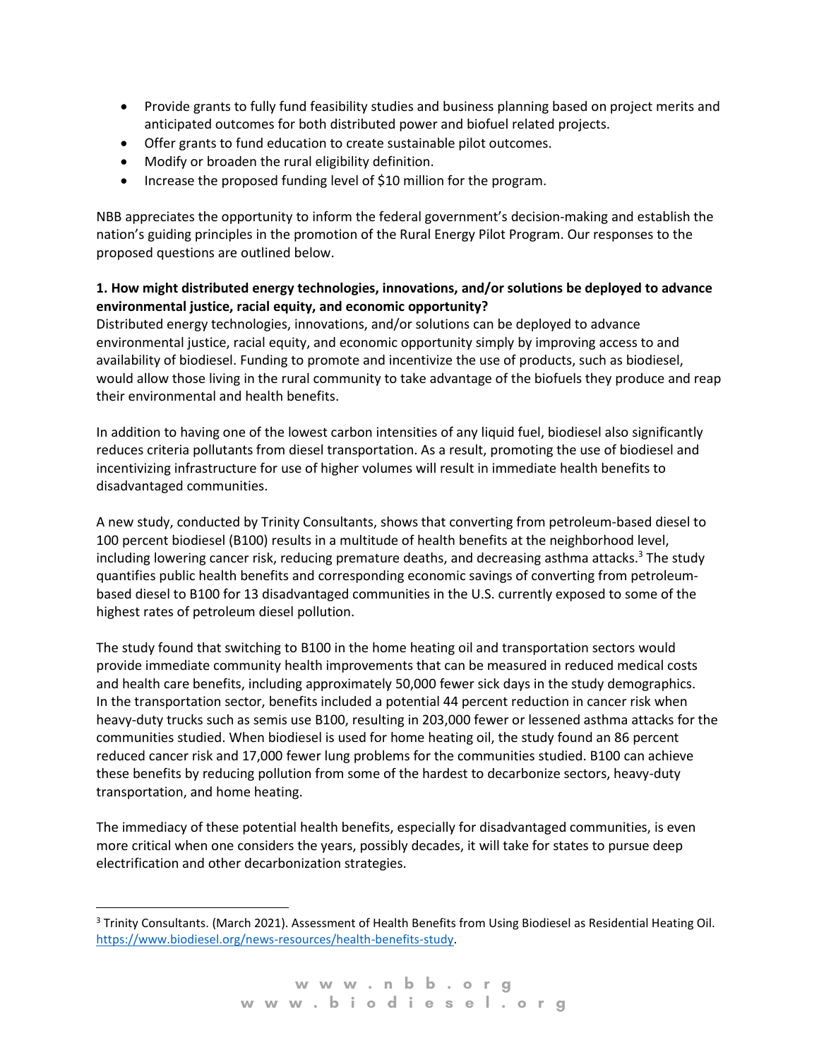- Provide grants to fully fund feasibility studies and business planning based on project merits and anticipated outcomes for both distributed power and biofuel related projects.
- Offer grants to fund education to create sustainable pilot outcomes.
- Modify or broaden the rural eligibility definition.
- Increase the proposed funding level of $10 million for the program.

NBB appreciates the opportunity to inform the federal government's decision-making and establish the nation's guiding principles in the promotion of the Rural Energy Pilot Program. Our responses to the proposed questions are outlined below.

**1. How might distributed energy technologies, innovations, and/or solutions be deployed to advance environmental justice, racial equity, and economic opportunity?**

Distributed energy technologies, innovations, and/or solutions can be deployed to advance environmental justice, racial equity, and economic opportunity simply by improving access to and availability of biodiesel. Funding to promote and incentivize the use of products, such as biodiesel, would allow those living in the rural community to take advantage of the biofuels they produce and reap their environmental and health benefits.

In addition to having one of the lowest carbon intensities of any liquid fuel, biodiesel also significantly reduces criteria pollutants from diesel transportation. As a result, promoting the use of biodiesel and incentivizing infrastructure for use of higher volumes will result in immediate health benefits to disadvantaged communities.

A new study, conducted by Trinity Consultants, shows that converting from petroleum-based diesel to 100 percent biodiesel (B100) results in a multitude of health benefits at the neighborhood level, including lowering cancer risk, reducing premature deaths, and decreasing asthma attacks.[3] The study quantifies public health benefits and corresponding economic savings of converting from petroleum-based diesel to B100 for 13 disadvantaged communities in the U.S. currently exposed to some of the highest rates of petroleum diesel pollution.

The study found that switching to B100 in the home heating oil and transportation sectors would provide immediate community health improvements that can be measured in reduced medical costs and health care benefits, including approximately 50,000 fewer sick days in the study demographics. In the transportation sector, benefits included a potential 44 percent reduction in cancer risk when heavy-duty trucks such as semis use B100, resulting in 203,000 fewer or lessened asthma attacks for the communities studied. When biodiesel is used for home heating oil, the study found an 86 percent reduced cancer risk and 17,000 fewer lung problems for the communities studied. B100 can achieve these benefits by reducing pollution from some of the hardest to decarbonize sectors, heavy-duty transportation, and home heating.

The immediacy of these potential health benefits, especially for disadvantaged communities, is even more critical when one considers the years, possibly decades, it will take for states to pursue deep electrification and other decarbonization strategies.

[3] Trinity Consultants. (March 2021). Assessment of Health Benefits from Using Biodiesel as Residential Heating Oil. https://www.biodiesel.org/news-resources/health-benefits-study.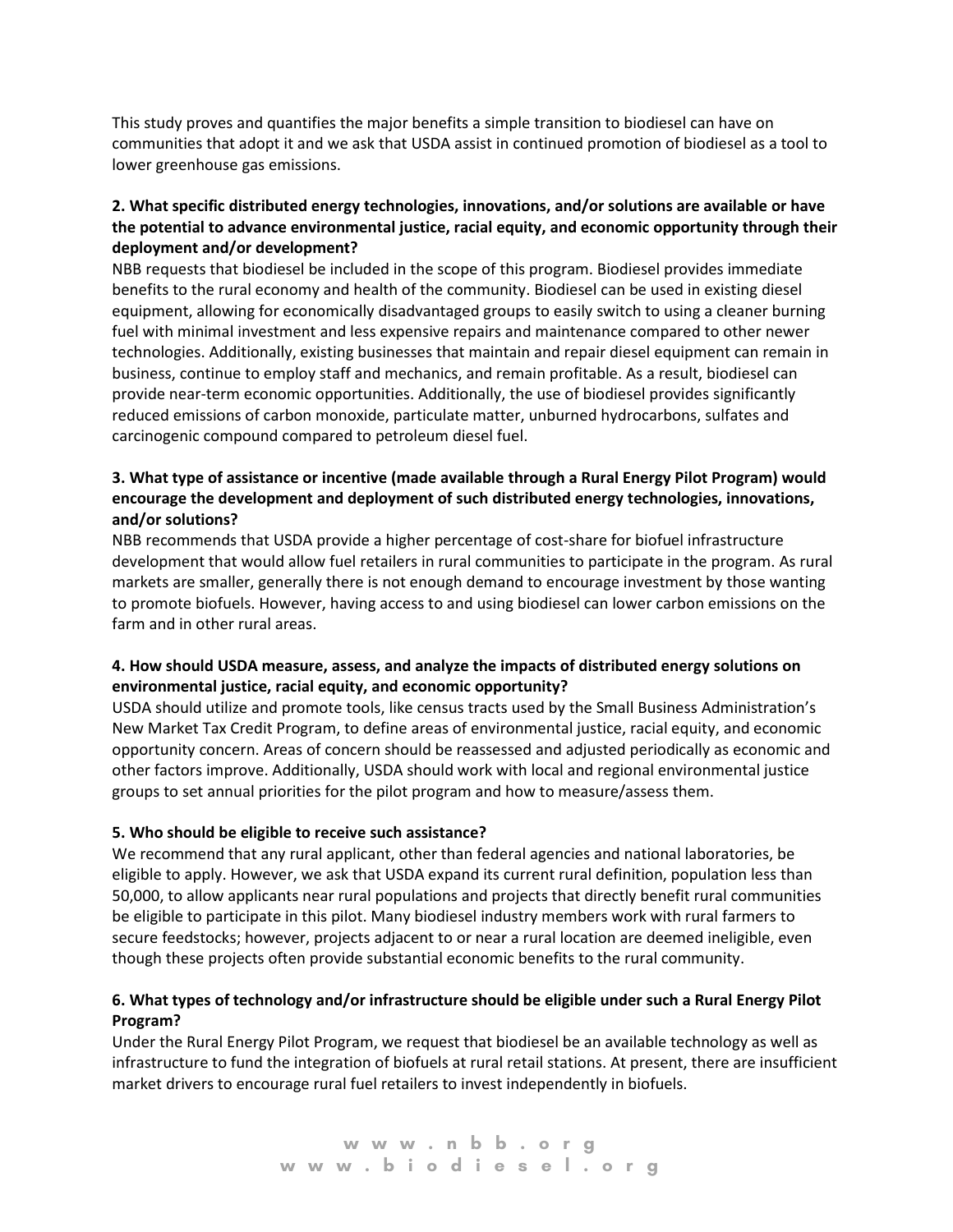This study proves and quantifies the major benefits a simple transition to biodiesel can have on communities that adopt it and we ask that USDA assist in continued promotion of biodiesel as a tool to lower greenhouse gas emissions.

**2. What specific distributed energy technologies, innovations, and/or solutions are available or have the potential to advance environmental justice, racial equity, and economic opportunity through their deployment and/or development?**

NBB requests that biodiesel be included in the scope of this program. Biodiesel provides immediate benefits to the rural economy and health of the community. Biodiesel can be used in existing diesel equipment, allowing for economically disadvantaged groups to easily switch to using a cleaner burning fuel with minimal investment and less expensive repairs and maintenance compared to other newer technologies. Additionally, existing businesses that maintain and repair diesel equipment can remain in business, continue to employ staff and mechanics, and remain profitable. As a result, biodiesel can provide near-term economic opportunities. Additionally, the use of biodiesel provides significantly reduced emissions of carbon monoxide, particulate matter, unburned hydrocarbons, sulfates and carcinogenic compound compared to petroleum diesel fuel.

**3. What type of assistance or incentive (made available through a Rural Energy Pilot Program) would encourage the development and deployment of such distributed energy technologies, innovations, and/or solutions?**

NBB recommends that USDA provide a higher percentage of cost-share for biofuel infrastructure development that would allow fuel retailers in rural communities to participate in the program. As rural markets are smaller, generally there is not enough demand to encourage investment by those wanting to promote biofuels. However, having access to and using biodiesel can lower carbon emissions on the farm and in other rural areas.

**4. How should USDA measure, assess, and analyze the impacts of distributed energy solutions on environmental justice, racial equity, and economic opportunity?**

USDA should utilize and promote tools, like census tracts used by the Small Business Administration's New Market Tax Credit Program, to define areas of environmental justice, racial equity, and economic opportunity concern. Areas of concern should be reassessed and adjusted periodically as economic and other factors improve. Additionally, USDA should work with local and regional environmental justice groups to set annual priorities for the pilot program and how to measure/assess them.

**5. Who should be eligible to receive such assistance?**

We recommend that any rural applicant, other than federal agencies and national laboratories, be eligible to apply. However, we ask that USDA expand its current rural definition, population less than 50,000, to allow applicants near rural populations and projects that directly benefit rural communities be eligible to participate in this pilot. Many biodiesel industry members work with rural farmers to secure feedstocks; however, projects adjacent to or near a rural location are deemed ineligible, even though these projects often provide substantial economic benefits to the rural community.

**6. What types of technology and/or infrastructure should be eligible under such a Rural Energy Pilot Program?**

Under the Rural Energy Pilot Program, we request that biodiesel be an available technology as well as infrastructure to fund the integration of biofuels at rural retail stations. At present, there are insufficient market drivers to encourage rural fuel retailers to invest independently in biofuels.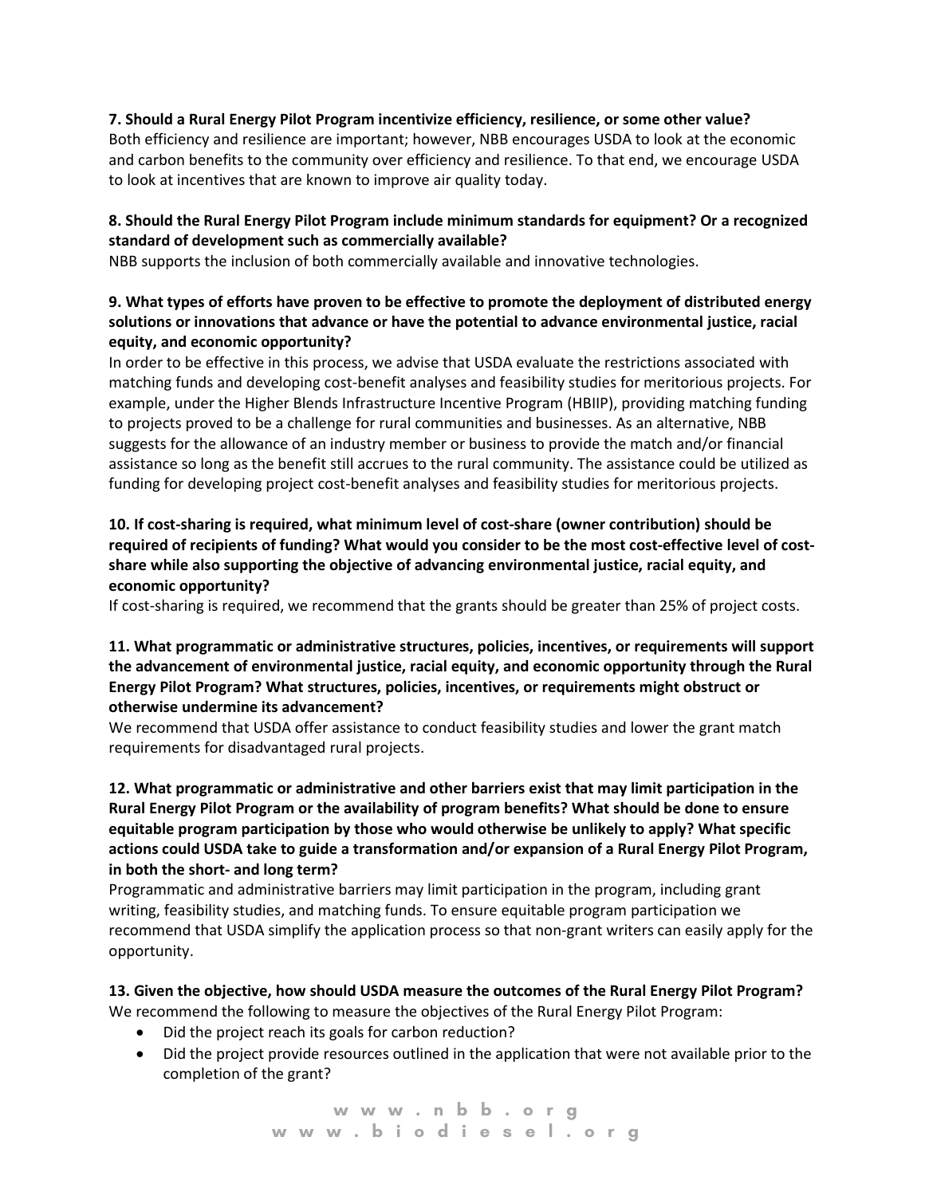**7. Should a Rural Energy Pilot Program incentivize efficiency, resilience, or some other value?**
Both efficiency and resilience are important; however, NBB encourages USDA to look at the economic and carbon benefits to the community over efficiency and resilience. To that end, we encourage USDA to look at incentives that are known to improve air quality today.

**8. Should the Rural Energy Pilot Program include minimum standards for equipment? Or a recognized standard of development such as commercially available?**
NBB supports the inclusion of both commercially available and innovative technologies.

**9. What types of efforts have proven to be effective to promote the deployment of distributed energy solutions or innovations that advance or have the potential to advance environmental justice, racial equity, and economic opportunity?**
In order to be effective in this process, we advise that USDA evaluate the restrictions associated with matching funds and developing cost-benefit analyses and feasibility studies for meritorious projects. For example, under the Higher Blends Infrastructure Incentive Program (HBIIP), providing matching funding to projects proved to be a challenge for rural communities and businesses. As an alternative, NBB suggests for the allowance of an industry member or business to provide the match and/or financial assistance so long as the benefit still accrues to the rural community. The assistance could be utilized as funding for developing project cost-benefit analyses and feasibility studies for meritorious projects.

**10. If cost-sharing is required, what minimum level of cost-share (owner contribution) should be required of recipients of funding? What would you consider to be the most cost-effective level of cost-share while also supporting the objective of advancing environmental justice, racial equity, and economic opportunity?**
If cost-sharing is required, we recommend that the grants should be greater than 25% of project costs.

**11. What programmatic or administrative structures, policies, incentives, or requirements will support the advancement of environmental justice, racial equity, and economic opportunity through the Rural Energy Pilot Program? What structures, policies, incentives, or requirements might obstruct or otherwise undermine its advancement?**
We recommend that USDA offer assistance to conduct feasibility studies and lower the grant match requirements for disadvantaged rural projects.

**12. What programmatic or administrative and other barriers exist that may limit participation in the Rural Energy Pilot Program or the availability of program benefits? What should be done to ensure equitable program participation by those who would otherwise be unlikely to apply? What specific actions could USDA take to guide a transformation and/or expansion of a Rural Energy Pilot Program, in both the short- and long term?**
Programmatic and administrative barriers may limit participation in the program, including grant writing, feasibility studies, and matching funds. To ensure equitable program participation we recommend that USDA simplify the application process so that non-grant writers can easily apply for the opportunity.

**13. Given the objective, how should USDA measure the outcomes of the Rural Energy Pilot Program?**
We recommend the following to measure the objectives of the Rural Energy Pilot Program:

- Did the project reach its goals for carbon reduction?
- Did the project provide resources outlined in the application that were not available prior to the completion of the grant?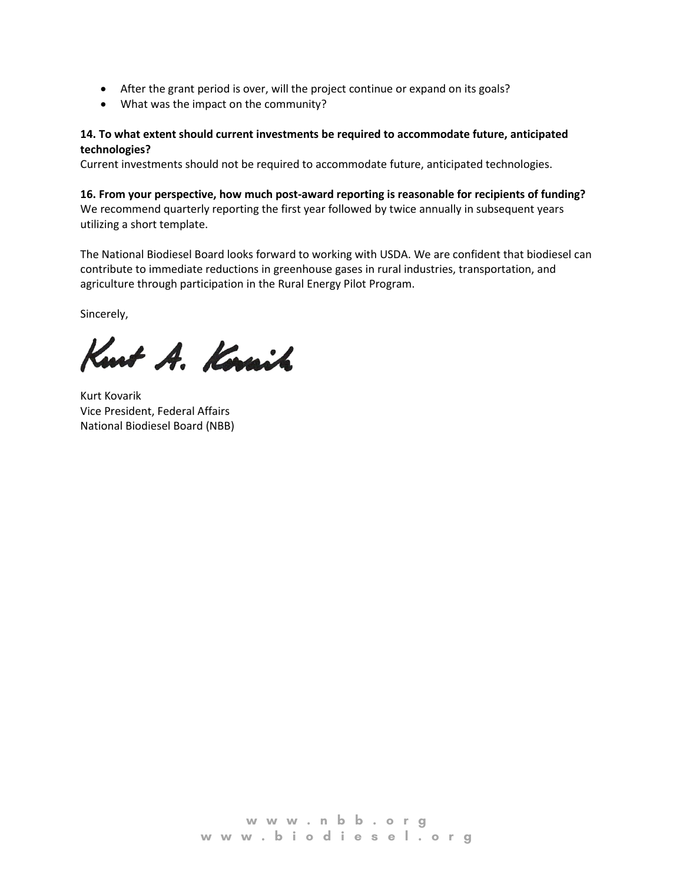- After the grant period is over, will the project continue or expand on its goals?
- What was the impact on the community?

**14. To what extent should current investments be required to accommodate future, anticipated technologies?**
Current investments should not be required to accommodate future, anticipated technologies.

**16. From your perspective, how much post-award reporting is reasonable for recipients of funding?**
We recommend quarterly reporting the first year followed by twice annually in subsequent years utilizing a short template.

The National Biodiesel Board looks forward to working with USDA. We are confident that biodiesel can contribute to immediate reductions in greenhouse gases in rural industries, transportation, and agriculture through participation in the Rural Energy Pilot Program.

Sincerely,

Kurt A. Kovarik

Kurt Kovarik
Vice President, Federal Affairs
National Biodiesel Board (NBB)

www.nbb.org
www.biodiesel.org